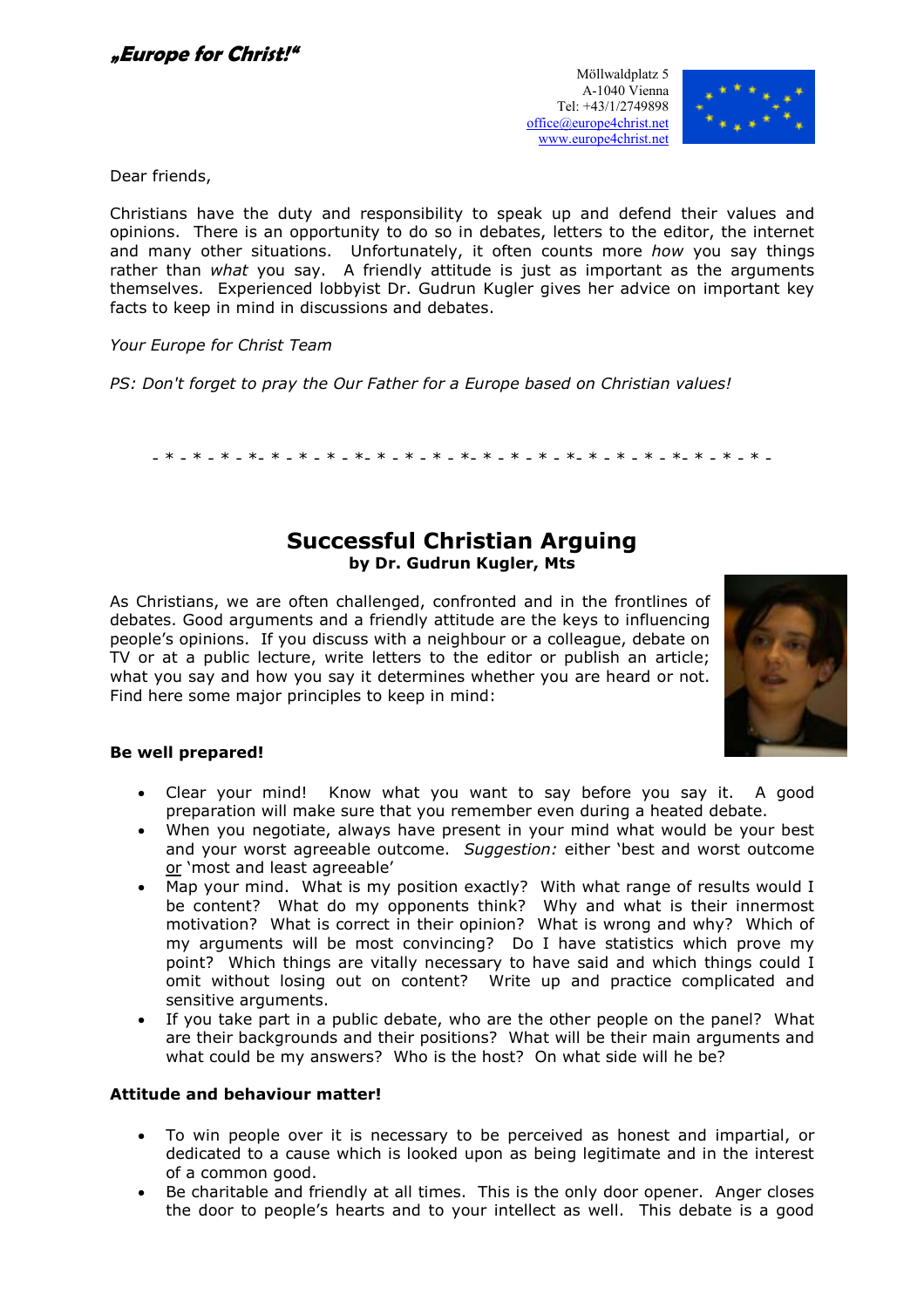***„Europe for Christ!"***

Möllwaldplatz 5
A-1040 Vienna
Tel: +43/1/2749898
office@europe4christ.net
www.europe4christ.net

Dear friends,

Christians have the duty and responsibility to speak up and defend their values and opinions. There is an opportunity to do so in debates, letters to the editor, the internet and many other situations. Unfortunately, it often counts more *how* you say things rather than *what* you say. A friendly attitude is just as important as the arguments themselves. Experienced lobbyist Dr. Gudrun Kugler gives her advice on important key facts to keep in mind in discussions and debates.

*Your Europe for Christ Team*

*PS: Don't forget to pray the Our Father for a Europe based on Christian values!*

- * - * - * - *- * - * - * - *- * - * - * - *- * - * - * - *- * - * - * - *- * - * - * -

# Successful Christian Arguing

**by Dr. Gudrun Kugler, Mts**

As Christians, we are often challenged, confronted and in the frontlines of debates. Good arguments and a friendly attitude are the keys to influencing people's opinions. If you discuss with a neighbour or a colleague, debate on TV or at a public lecture, write letters to the editor or publish an article; what you say and how you say it determines whether you are heard or not. Find here some major principles to keep in mind:

**Be well prepared!**

- Clear your mind! Know what you want to say before you say it. A good preparation will make sure that you remember even during a heated debate.
- When you negotiate, always have present in your mind what would be your best and your worst agreeable outcome. *Suggestion:* either 'best and worst outcome or 'most and least agreeable'
- Map your mind. What is my position exactly? With what range of results would I be content? What do my opponents think? Why and what is their innermost motivation? What is correct in their opinion? What is wrong and why? Which of my arguments will be most convincing? Do I have statistics which prove my point? Which things are vitally necessary to have said and which things could I omit without losing out on content? Write up and practice complicated and sensitive arguments.
- If you take part in a public debate, who are the other people on the panel? What are their backgrounds and their positions? What will be their main arguments and what could be my answers? Who is the host? On what side will he be?

**Attitude and behaviour matter!**

- To win people over it is necessary to be perceived as honest and impartial, or dedicated to a cause which is looked upon as being legitimate and in the interest of a common good.
- Be charitable and friendly at all times. This is the only door opener. Anger closes the door to people's hearts and to your intellect as well. This debate is a good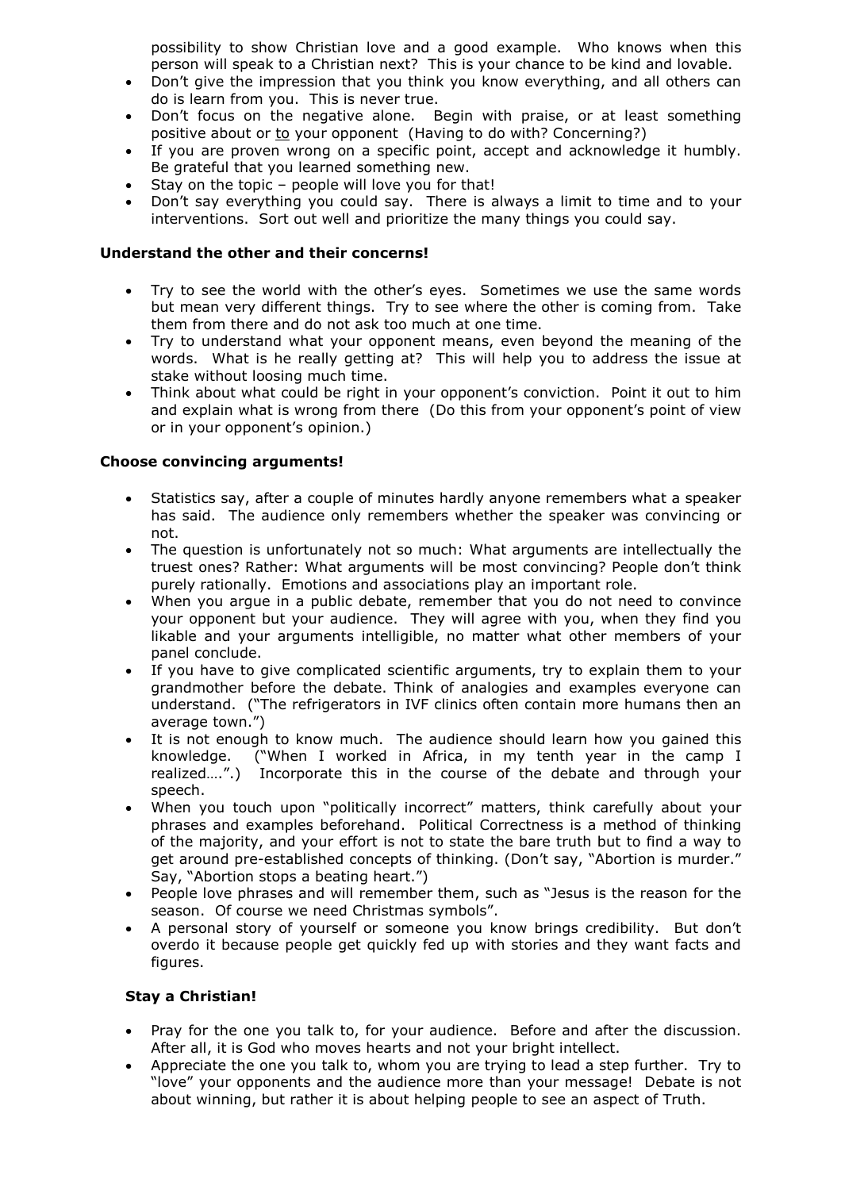possibility to show Christian love and a good example. Who knows when this person will speak to a Christian next? This is your chance to be kind and lovable.

- Don't give the impression that you think you know everything, and all others can do is learn from you. This is never true.
- Don't focus on the negative alone. Begin with praise, or at least something positive about or <u>to</u> your opponent (Having to do with? Concerning?)
- If you are proven wrong on a specific point, accept and acknowledge it humbly. Be grateful that you learned something new.
- Stay on the topic – people will love you for that!
- Don't say everything you could say. There is always a limit to time and to your interventions. Sort out well and prioritize the many things you could say.

**Understand the other and their concerns!**

- Try to see the world with the other's eyes. Sometimes we use the same words but mean very different things. Try to see where the other is coming from. Take them from there and do not ask too much at one time.
- Try to understand what your opponent means, even beyond the meaning of the words. What is he really getting at? This will help you to address the issue at stake without loosing much time.
- Think about what could be right in your opponent's conviction. Point it out to him and explain what is wrong from there (Do this from your opponent's point of view or in your opponent's opinion.)

**Choose convincing arguments!**

- Statistics say, after a couple of minutes hardly anyone remembers what a speaker has said. The audience only remembers whether the speaker was convincing or not.
- The question is unfortunately not so much: What arguments are intellectually the truest ones? Rather: What arguments will be most convincing? People don't think purely rationally. Emotions and associations play an important role.
- When you argue in a public debate, remember that you do not need to convince your opponent but your audience. They will agree with you, when they find you likable and your arguments intelligible, no matter what other members of your panel conclude.
- If you have to give complicated scientific arguments, try to explain them to your grandmother before the debate. Think of analogies and examples everyone can understand. ("The refrigerators in IVF clinics often contain more humans then an average town.")
- It is not enough to know much. The audience should learn how you gained this knowledge. ("When I worked in Africa, in my tenth year in the camp I realized….".) Incorporate this in the course of the debate and through your speech.
- When you touch upon "politically incorrect" matters, think carefully about your phrases and examples beforehand. Political Correctness is a method of thinking of the majority, and your effort is not to state the bare truth but to find a way to get around pre-established concepts of thinking. (Don't say, "Abortion is murder." Say, "Abortion stops a beating heart.")
- People love phrases and will remember them, such as "Jesus is the reason for the season. Of course we need Christmas symbols".
- A personal story of yourself or someone you know brings credibility. But don't overdo it because people get quickly fed up with stories and they want facts and figures.

**Stay a Christian!**

- Pray for the one you talk to, for your audience. Before and after the discussion. After all, it is God who moves hearts and not your bright intellect.
- Appreciate the one you talk to, whom you are trying to lead a step further. Try to "love" your opponents and the audience more than your message! Debate is not about winning, but rather it is about helping people to see an aspect of Truth.